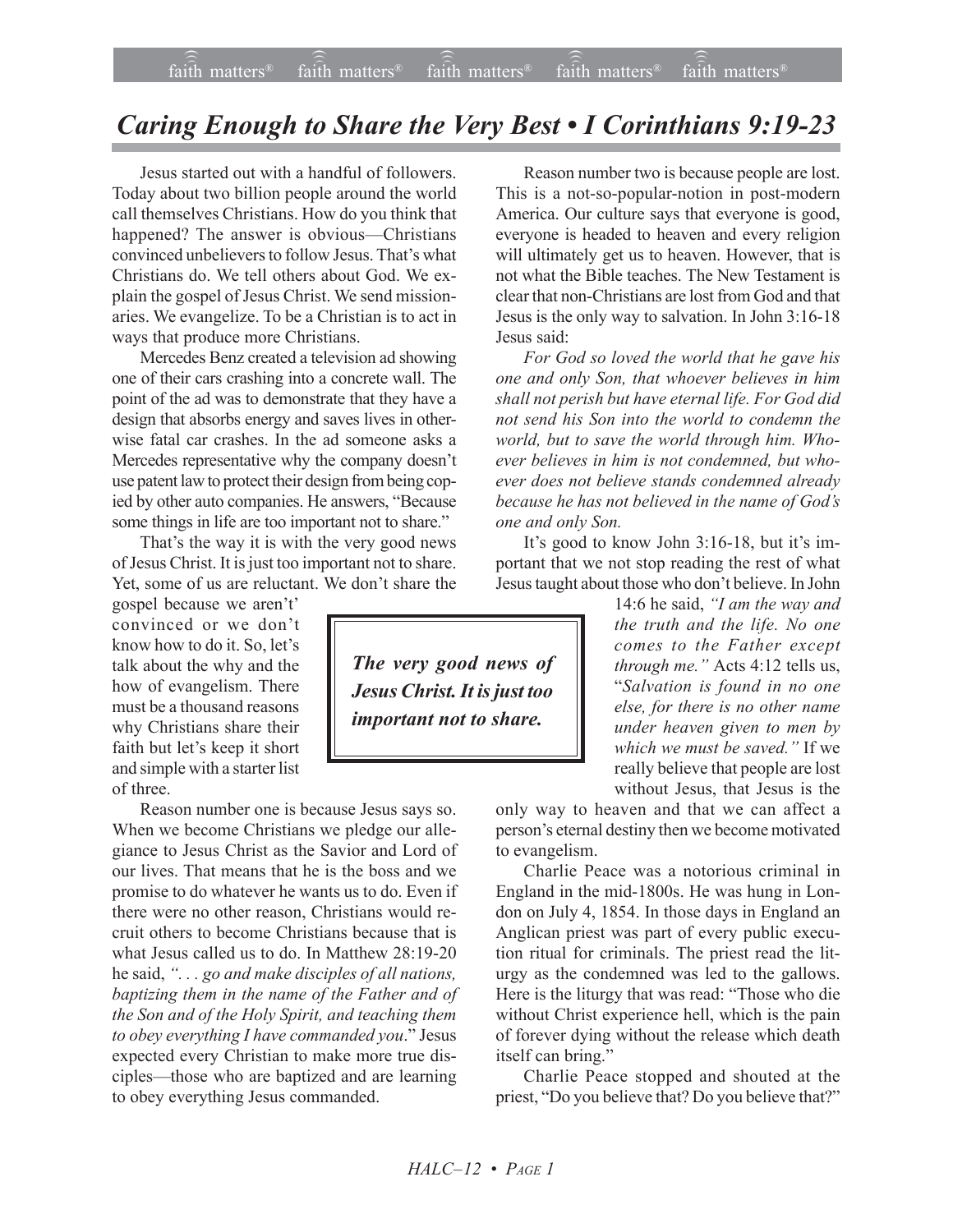# *Caring Enough to Share the Very Best • I Corinthians 9:19-23*

Jesus started out with a handful of followers. Today about two billion people around the world call themselves Christians. How do you think that happened? The answer is obvious—Christians convinced unbelievers to follow Jesus. That's what Christians do. We tell others about God. We explain the gospel of Jesus Christ. We send missionaries. We evangelize. To be a Christian is to act in ways that produce more Christians.

Mercedes Benz created a television ad showing one of their cars crashing into a concrete wall. The point of the ad was to demonstrate that they have a design that absorbs energy and saves lives in otherwise fatal car crashes. In the ad someone asks a Mercedes representative why the company doesn't use patent law to protect their design from being copied by other auto companies. He answers, "Because some things in life are too important not to share."

That's the way it is with the very good news of Jesus Christ. It is just too important not to share. Yet, some of us are reluctant. We don't share the gospel because we aren't' convinced or we don't know how to do it. So, let's talk about the why and the how of evangelism. There must be a thousand reasons why Christians share their faith but let's keep it short and simple with a starter list of three.

> ***The very good news of Jesus Christ. It is just too important not to share.***

Reason number one is because Jesus says so. When we become Christians we pledge our allegiance to Jesus Christ as the Savior and Lord of our lives. That means that he is the boss and we promise to do whatever he wants us to do. Even if there were no other reason, Christians would recruit others to become Christians because that is what Jesus called us to do. In Matthew 28:19-20 he said, *". . . go and make disciples of all nations, baptizing them in the name of the Father and of the Son and of the Holy Spirit, and teaching them to obey everything I have commanded you*." Jesus expected every Christian to make more true disciples—those who are baptized and are learning to obey everything Jesus commanded.

Reason number two is because people are lost. This is a not-so-popular-notion in post-modern America. Our culture says that everyone is good, everyone is headed to heaven and every religion will ultimately get us to heaven. However, that is not what the Bible teaches. The New Testament is clear that non-Christians are lost from God and that Jesus is the only way to salvation. In John 3:16-18 Jesus said:

*For God so loved the world that he gave his one and only Son, that whoever believes in him shall not perish but have eternal life. For God did not send his Son into the world to condemn the world, but to save the world through him. Whoever believes in him is not condemned, but whoever does not believe stands condemned already because he has not believed in the name of God's one and only Son.*

It's good to know John 3:16-18, but it's important that we not stop reading the rest of what Jesus taught about those who don't believe. In John 14:6 he said, *"I am the way and the truth and the life. No one comes to the Father except through me."* Acts 4:12 tells us, "*Salvation is found in no one else, for there is no other name under heaven given to men by which we must be saved."* If we really believe that people are lost without Jesus, that Jesus is the only way to heaven and that we can affect a person's eternal destiny then we become motivated to evangelism.

Charlie Peace was a notorious criminal in England in the mid-1800s. He was hung in London on July 4, 1854. In those days in England an Anglican priest was part of every public execution ritual for criminals. The priest read the liturgy as the condemned was led to the gallows. Here is the liturgy that was read: "Those who die without Christ experience hell, which is the pain of forever dying without the release which death itself can bring."

Charlie Peace stopped and shouted at the priest, "Do you believe that? Do you believe that?"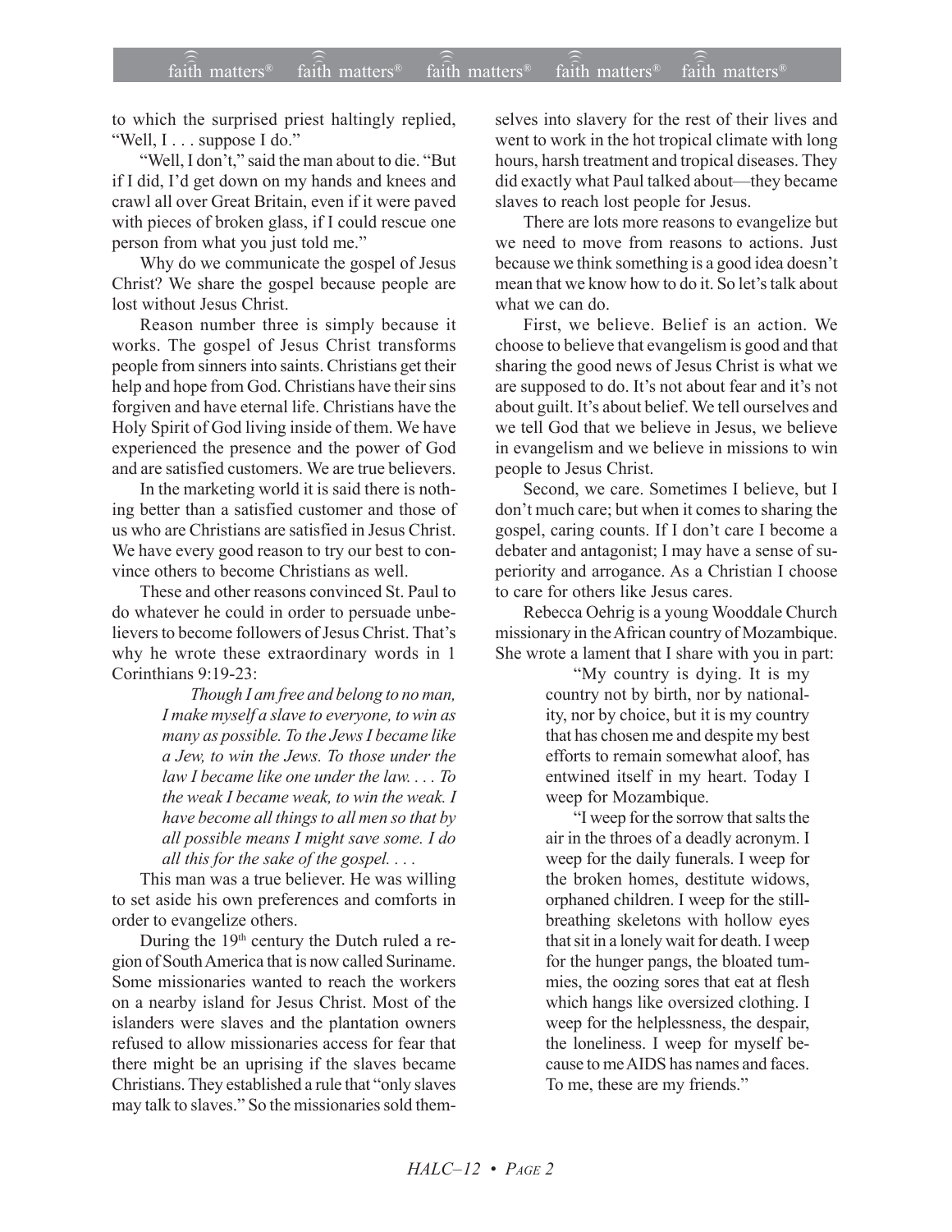to which the surprised priest haltingly replied, "Well, I . . . suppose I do."

"Well, I don't," said the man about to die. "But if I did, I'd get down on my hands and knees and crawl all over Great Britain, even if it were paved with pieces of broken glass, if I could rescue one person from what you just told me."

Why do we communicate the gospel of Jesus Christ? We share the gospel because people are lost without Jesus Christ.

Reason number three is simply because it works. The gospel of Jesus Christ transforms people from sinners into saints. Christians get their help and hope from God. Christians have their sins forgiven and have eternal life. Christians have the Holy Spirit of God living inside of them. We have experienced the presence and the power of God and are satisfied customers. We are true believers.

In the marketing world it is said there is nothing better than a satisfied customer and those of us who are Christians are satisfied in Jesus Christ. We have every good reason to try our best to convince others to become Christians as well.

These and other reasons convinced St. Paul to do whatever he could in order to persuade unbelievers to become followers of Jesus Christ. That's why he wrote these extraordinary words in 1 Corinthians 9:19-23:

> *Though I am free and belong to no man, I make myself a slave to everyone, to win as many as possible. To the Jews I became like a Jew, to win the Jews. To those under the law I became like one under the law. . . . To the weak I became weak, to win the weak. I have become all things to all men so that by all possible means I might save some. I do all this for the sake of the gospel. . . .*

This man was a true believer. He was willing to set aside his own preferences and comforts in order to evangelize others.

During the 19th century the Dutch ruled a region of South America that is now called Suriname. Some missionaries wanted to reach the workers on a nearby island for Jesus Christ. Most of the islanders were slaves and the plantation owners refused to allow missionaries access for fear that there might be an uprising if the slaves became Christians. They established a rule that "only slaves may talk to slaves." So the missionaries sold themselves into slavery for the rest of their lives and went to work in the hot tropical climate with long hours, harsh treatment and tropical diseases. They did exactly what Paul talked about—they became slaves to reach lost people for Jesus.

There are lots more reasons to evangelize but we need to move from reasons to actions. Just because we think something is a good idea doesn't mean that we know how to do it. So let's talk about what we can do.

First, we believe. Belief is an action. We choose to believe that evangelism is good and that sharing the good news of Jesus Christ is what we are supposed to do. It's not about fear and it's not about guilt. It's about belief. We tell ourselves and we tell God that we believe in Jesus, we believe in evangelism and we believe in missions to win people to Jesus Christ.

Second, we care. Sometimes I believe, but I don't much care; but when it comes to sharing the gospel, caring counts. If I don't care I become a debater and antagonist; I may have a sense of superiority and arrogance. As a Christian I choose to care for others like Jesus cares.

Rebecca Oehrig is a young Wooddale Church missionary in the African country of Mozambique. She wrote a lament that I share with you in part:

> "My country is dying. It is my country not by birth, nor by nationality, nor by choice, but it is my country that has chosen me and despite my best efforts to remain somewhat aloof, has entwined itself in my heart. Today I weep for Mozambique.
>
> "I weep for the sorrow that salts the air in the throes of a deadly acronym. I weep for the daily funerals. I weep for the broken homes, destitute widows, orphaned children. I weep for the still-breathing skeletons with hollow eyes that sit in a lonely wait for death. I weep for the hunger pangs, the bloated tummies, the oozing sores that eat at flesh which hangs like oversized clothing. I weep for the helplessness, the despair, the loneliness. I weep for myself because to me AIDS has names and faces. To me, these are my friends."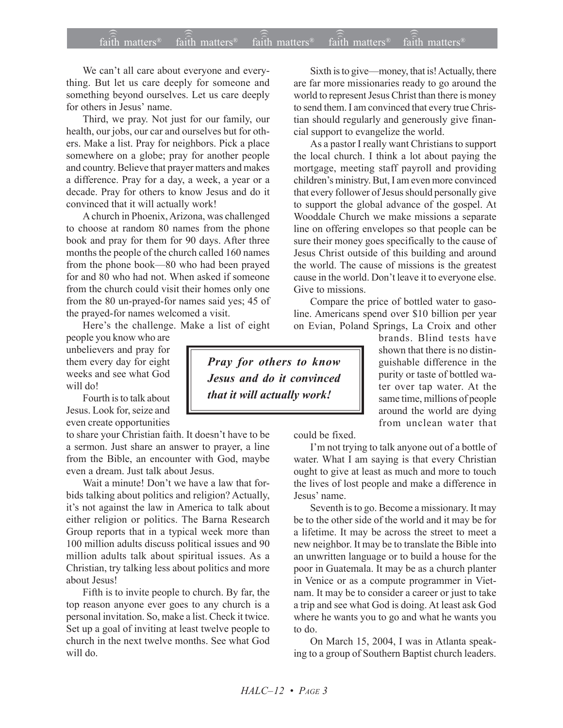We can't all care about everyone and everything. But let us care deeply for someone and something beyond ourselves. Let us care deeply for others in Jesus' name.

Third, we pray. Not just for our family, our health, our jobs, our car and ourselves but for others. Make a list. Pray for neighbors. Pick a place somewhere on a globe; pray for another people and country. Believe that prayer matters and makes a difference. Pray for a day, a week, a year or a decade. Pray for others to know Jesus and do it convinced that it will actually work!

A church in Phoenix, Arizona, was challenged to choose at random 80 names from the phone book and pray for them for 90 days. After three months the people of the church called 160 names from the phone book—80 who had been prayed for and 80 who had not. When asked if someone from the church could visit their homes only one from the 80 un-prayed-for names said yes; 45 of the prayed-for names welcomed a visit.

Here's the challenge. Make a list of eight people you know who are unbelievers and pray for them every day for eight weeks and see what God will do!

> ***Pray for others to know Jesus and do it convinced that it will actually work!***

Fourth is to talk about Jesus. Look for, seize and even create opportunities to share your Christian faith. It doesn't have to be a sermon. Just share an answer to prayer, a line from the Bible, an encounter with God, maybe even a dream. Just talk about Jesus.

Wait a minute! Don't we have a law that forbids talking about politics and religion? Actually, it's not against the law in America to talk about either religion or politics. The Barna Research Group reports that in a typical week more than 100 million adults discuss political issues and 90 million adults talk about spiritual issues. As a Christian, try talking less about politics and more about Jesus!

Fifth is to invite people to church. By far, the top reason anyone ever goes to any church is a personal invitation. So, make a list. Check it twice. Set up a goal of inviting at least twelve people to church in the next twelve months. See what God will do.

Sixth is to give—money, that is! Actually, there are far more missionaries ready to go around the world to represent Jesus Christ than there is money to send them. I am convinced that every true Christian should regularly and generously give financial support to evangelize the world.

As a pastor I really want Christians to support the local church. I think a lot about paying the mortgage, meeting staff payroll and providing children's ministry. But, I am even more convinced that every follower of Jesus should personally give to support the global advance of the gospel. At Wooddale Church we make missions a separate line on offering envelopes so that people can be sure their money goes specifically to the cause of Jesus Christ outside of this building and around the world. The cause of missions is the greatest cause in the world. Don't leave it to everyone else. Give to missions.

Compare the price of bottled water to gasoline. Americans spend over $10 billion per year on Evian, Poland Springs, La Croix and other brands. Blind tests have shown that there is no distinguishable difference in the purity or taste of bottled water over tap water. At the same time, millions of people around the world are dying from unclean water that could be fixed.

I'm not trying to talk anyone out of a bottle of water. What I am saying is that every Christian ought to give at least as much and more to touch the lives of lost people and make a difference in Jesus' name.

Seventh is to go. Become a missionary. It may be to the other side of the world and it may be for a lifetime. It may be across the street to meet a new neighbor. It may be to translate the Bible into an unwritten language or to build a house for the poor in Guatemala. It may be as a church planter in Venice or as a compute programmer in Vietnam. It may be to consider a career or just to take a trip and see what God is doing. At least ask God where he wants you to go and what he wants you to do.

On March 15, 2004, I was in Atlanta speaking to a group of Southern Baptist church leaders.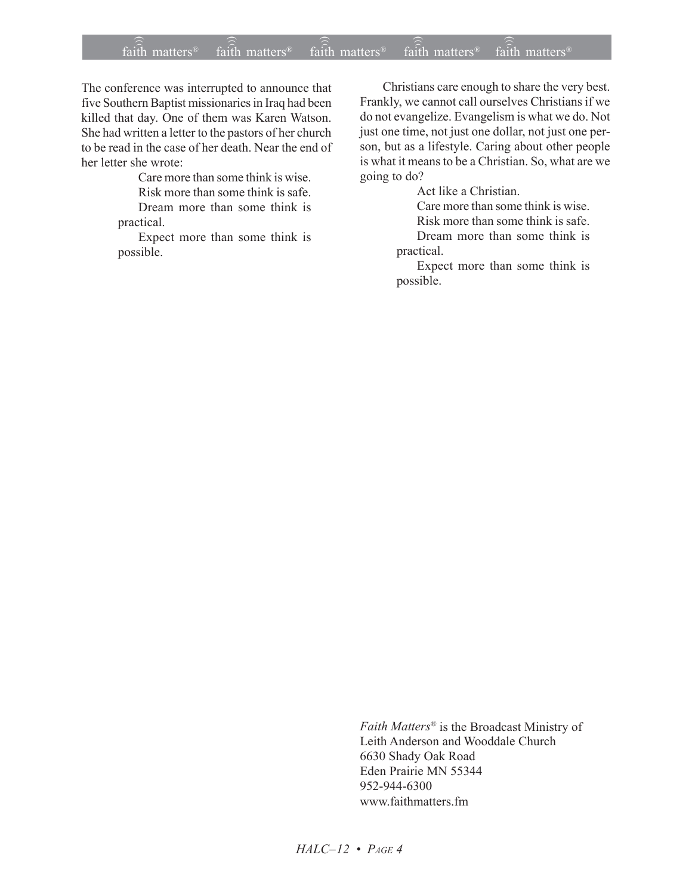The conference was interrupted to announce that five Southern Baptist missionaries in Iraq had been killed that day. One of them was Karen Watson. She had written a letter to the pastors of her church to be read in the case of her death. Near the end of her letter she wrote:

> Care more than some think is wise.
> Risk more than some think is safe.
> Dream more than some think is practical.
> Expect more than some think is possible.

Christians care enough to share the very best. Frankly, we cannot call ourselves Christians if we do not evangelize. Evangelism is what we do. Not just one time, not just one dollar, not just one person, but as a lifestyle. Caring about other people is what it means to be a Christian. So, what are we going to do?

> Act like a Christian.
> Care more than some think is wise.
> Risk more than some think is safe.
> Dream more than some think is practical.
> Expect more than some think is possible.

*Faith Matters*® is the Broadcast Ministry of
Leith Anderson and Wooddale Church
6630 Shady Oak Road
Eden Prairie MN 55344
952-944-6300
www.faithmatters.fm